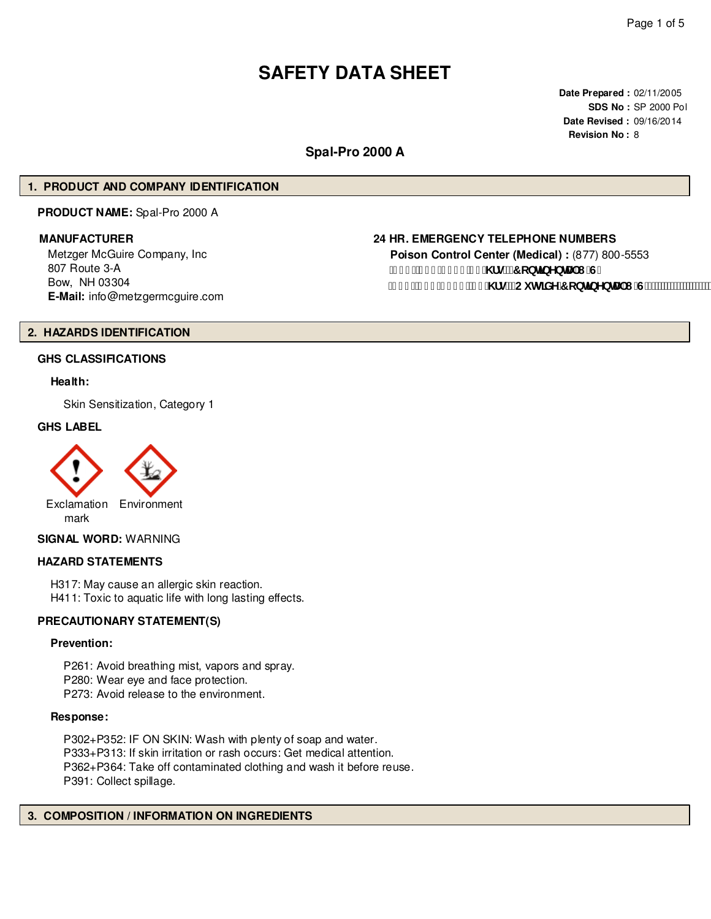# SAFETY DATA SHEET

**Date Prepared :** 02/11/2005
**SDS No :** SP 2000 Pol
**Date Revised :** 09/16/2014
**Revision No :** 8

## Spal-Pro 2000 A

## 1. PRODUCT AND COMPANY IDENTIFICATION

**PRODUCT NAME:** Spal-Pro 2000 A

**MANUFACTURER**

Metzger McGuire Company, Inc
807 Route 3-A
Bow, NH 03304
**E-Mail:** info@metzgermcguire.com

**24 HR. EMERGENCY TELEPHONE NUMBERS**

**Poison Control Center (Medical) :** (877) 800-5553

## 2. HAZARDS IDENTIFICATION

### GHS CLASSIFICATIONS

**Health:**

Skin Sensitization, Category 1

### GHS LABEL

Exclamation mark    Environment

**SIGNAL WORD:** WARNING

### HAZARD STATEMENTS

H317: May cause an allergic skin reaction.
H411: Toxic to aquatic life with long lasting effects.

### PRECAUTIONARY STATEMENT(S)

**Prevention:**

P261: Avoid breathing mist, vapors and spray.
P280: Wear eye and face protection.
P273: Avoid release to the environment.

**Response:**

P302+P352: IF ON SKIN: Wash with plenty of soap and water.
P333+P313: If skin irritation or rash occurs: Get medical attention.
P362+P364: Take off contaminated clothing and wash it before reuse.
P391: Collect spillage.

## 3. COMPOSITION / INFORMATION ON INGREDIENTS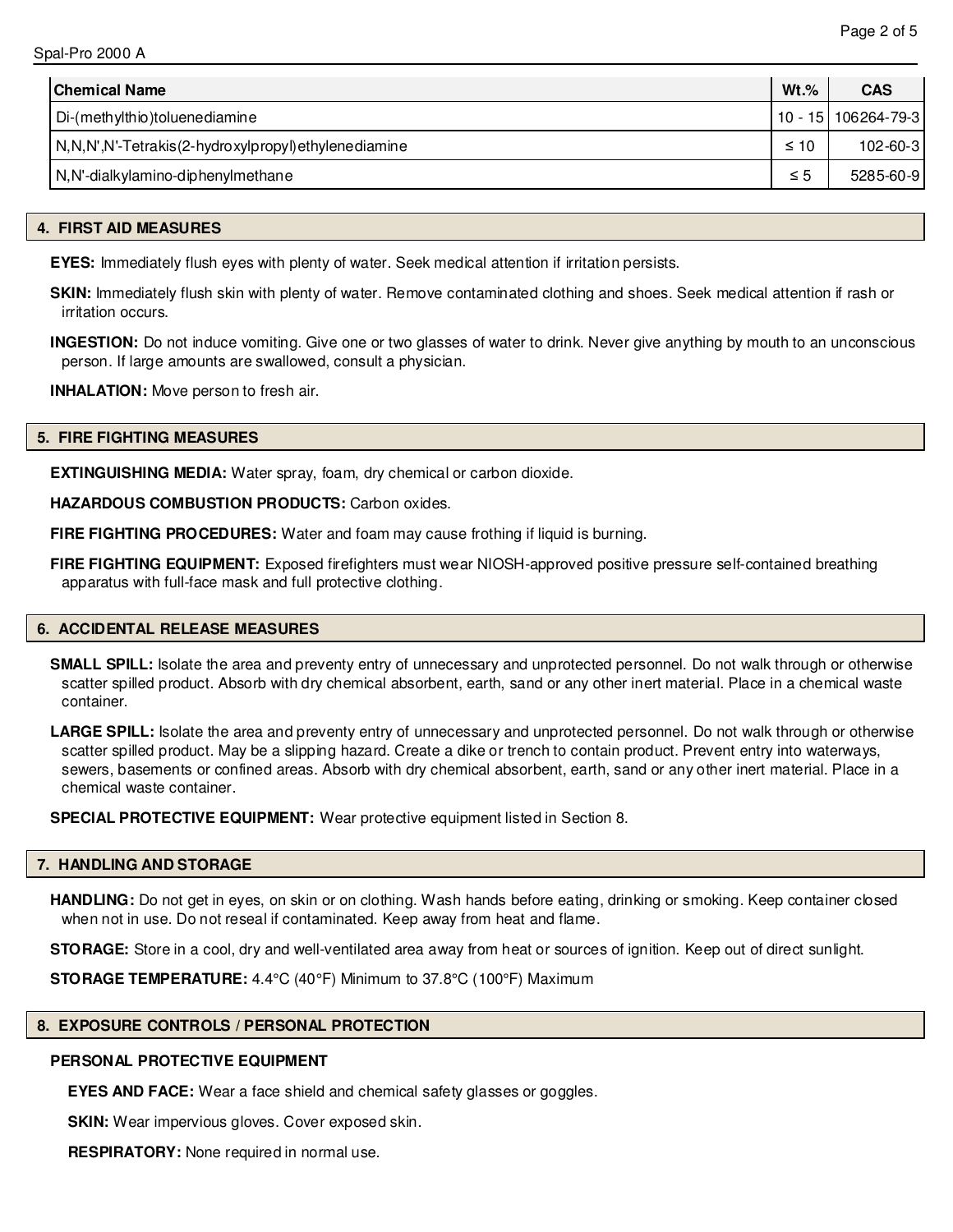| Chemical Name | Wt.% | CAS |
| --- | --- | --- |
| Di-(methylthio)toluenediamine | 10 - 15 | 106264-79-3 |
| N,N,N',N'-Tetrakis(2-hydroxylpropyl)ethylenediamine | ≤ 10 | 102-60-3 |
| N,N'-dialkylamino-diphenylmethane | ≤ 5 | 5285-60-9 |

## 4. FIRST AID MEASURES

**EYES:** Immediately flush eyes with plenty of water. Seek medical attention if irritation persists.

**SKIN:** Immediately flush skin with plenty of water. Remove contaminated clothing and shoes. Seek medical attention if rash or irritation occurs.

**INGESTION:** Do not induce vomiting. Give one or two glasses of water to drink. Never give anything by mouth to an unconscious person. If large amounts are swallowed, consult a physician.

**INHALATION:** Move person to fresh air.

## 5. FIRE FIGHTING MEASURES

**EXTINGUISHING MEDIA:** Water spray, foam, dry chemical or carbon dioxide.

**HAZARDOUS COMBUSTION PRODUCTS:** Carbon oxides.

**FIRE FIGHTING PROCEDURES:** Water and foam may cause frothing if liquid is burning.

**FIRE FIGHTING EQUIPMENT:** Exposed firefighters must wear NIOSH-approved positive pressure self-contained breathing apparatus with full-face mask and full protective clothing.

## 6. ACCIDENTAL RELEASE MEASURES

**SMALL SPILL:** Isolate the area and preventy entry of unnecessary and unprotected personnel. Do not walk through or otherwise scatter spilled product. Absorb with dry chemical absorbent, earth, sand or any other inert material. Place in a chemical waste container.

**LARGE SPILL:** Isolate the area and preventy entry of unnecessary and unprotected personnel. Do not walk through or otherwise scatter spilled product. May be a slipping hazard. Create a dike or trench to contain product. Prevent entry into waterways, sewers, basements or confined areas. Absorb with dry chemical absorbent, earth, sand or any other inert material. Place in a chemical waste container.

**SPECIAL PROTECTIVE EQUIPMENT:** Wear protective equipment listed in Section 8.

## 7. HANDLING AND STORAGE

**HANDLING:** Do not get in eyes, on skin or on clothing. Wash hands before eating, drinking or smoking. Keep container closed when not in use. Do not reseal if contaminated. Keep away from heat and flame.

**STORAGE:** Store in a cool, dry and well-ventilated area away from heat or sources of ignition. Keep out of direct sunlight.

**STORAGE TEMPERATURE:** 4.4°C (40°F) Minimum to 37.8°C (100°F) Maximum

## 8. EXPOSURE CONTROLS / PERSONAL PROTECTION

**PERSONAL PROTECTIVE EQUIPMENT**

**EYES AND FACE:** Wear a face shield and chemical safety glasses or goggles.

**SKIN:** Wear impervious gloves. Cover exposed skin.

**RESPIRATORY:** None required in normal use.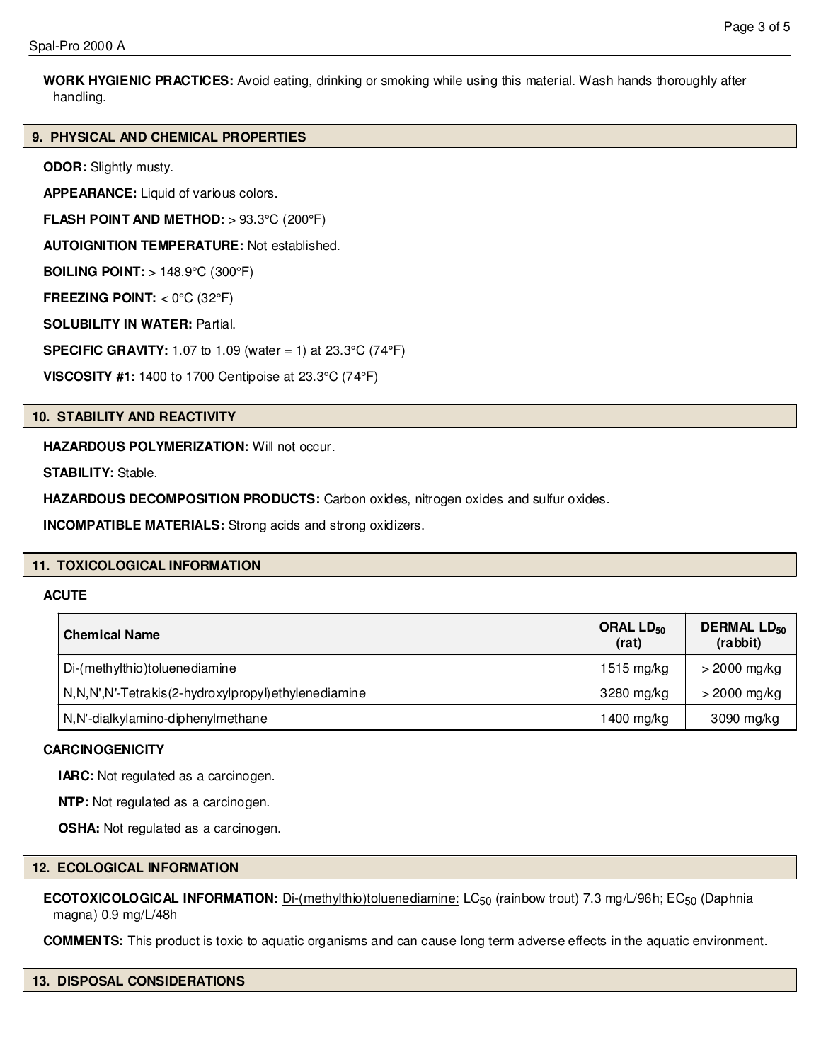**WORK HYGIENIC PRACTICES:** Avoid eating, drinking or smoking while using this material. Wash hands thoroughly after handling.

## 9. PHYSICAL AND CHEMICAL PROPERTIES

**ODOR:** Slightly musty.

**APPEARANCE:** Liquid of various colors.

**FLASH POINT AND METHOD:** > 93.3°C (200°F)

**AUTOIGNITION TEMPERATURE:** Not established.

**BOILING POINT:** > 148.9°C (300°F)

**FREEZING POINT:** < 0°C (32°F)

**SOLUBILITY IN WATER:** Partial.

**SPECIFIC GRAVITY:** 1.07 to 1.09 (water = 1) at 23.3°C (74°F)

**VISCOSITY #1:** 1400 to 1700 Centipoise at 23.3°C (74°F)

## 10. STABILITY AND REACTIVITY

**HAZARDOUS POLYMERIZATION:** Will not occur.

**STABILITY:** Stable.

**HAZARDOUS DECOMPOSITION PRODUCTS:** Carbon oxides, nitrogen oxides and sulfur oxides.

**INCOMPATIBLE MATERIALS:** Strong acids and strong oxidizers.

## 11. TOXICOLOGICAL INFORMATION

**ACUTE**

| Chemical Name | ORAL $LD_{50}$ (rat) | DERMAL $LD_{50}$ (rabbit) |
|---|---|---|
| Di-(methylthio)toluenediamine | 1515 mg/kg | > 2000 mg/kg |
| N,N,N',N'-Tetrakis(2-hydroxylpropyl)ethylenediamine | 3280 mg/kg | > 2000 mg/kg |
| N,N'-dialkylamino-diphenylmethane | 1400 mg/kg | 3090 mg/kg |

**CARCINOGENICITY**

**IARC:** Not regulated as a carcinogen.

**NTP:** Not regulated as a carcinogen.

**OSHA:** Not regulated as a carcinogen.

## 12. ECOLOGICAL INFORMATION

**ECOTOXICOLOGICAL INFORMATION:** Di-(methylthio)toluenediamine: $LC_{50}$ (rainbow trout) 7.3 mg/L/96h; $EC_{50}$ (Daphnia magna) 0.9 mg/L/48h

**COMMENTS:** This product is toxic to aquatic organisms and can cause long term adverse effects in the aquatic environment.

## 13. DISPOSAL CONSIDERATIONS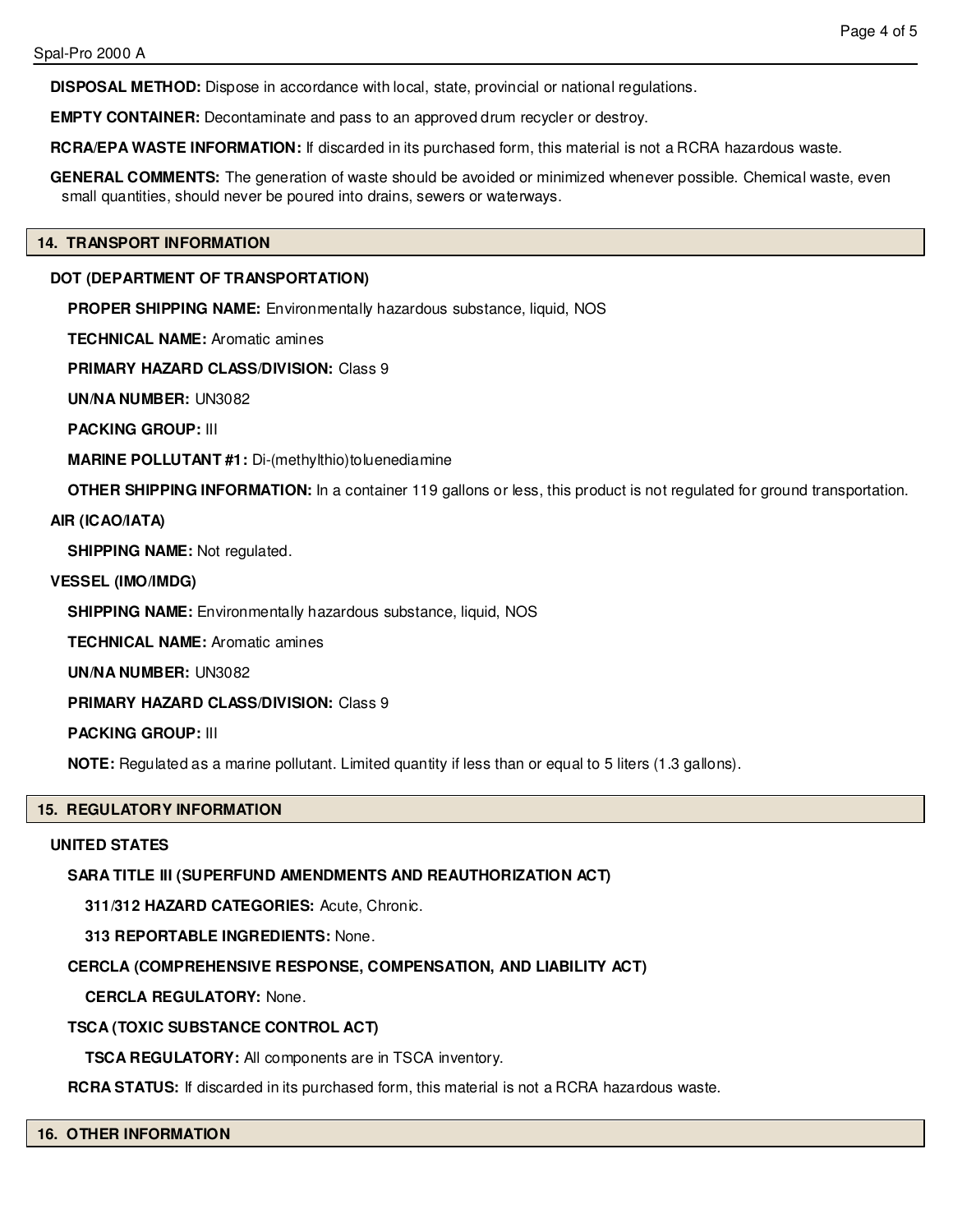**DISPOSAL METHOD:** Dispose in accordance with local, state, provincial or national regulations.

**EMPTY CONTAINER:** Decontaminate and pass to an approved drum recycler or destroy.

**RCRA/EPA WASTE INFORMATION:** If discarded in its purchased form, this material is not a RCRA hazardous waste.

**GENERAL COMMENTS:** The generation of waste should be avoided or minimized whenever possible. Chemical waste, even small quantities, should never be poured into drains, sewers or waterways.

## 14. TRANSPORT INFORMATION

**DOT (DEPARTMENT OF TRANSPORTATION)**

**PROPER SHIPPING NAME:** Environmentally hazardous substance, liquid, NOS

**TECHNICAL NAME:** Aromatic amines

**PRIMARY HAZARD CLASS/DIVISION:** Class 9

**UN/NA NUMBER:** UN3082

**PACKING GROUP:** III

**MARINE POLLUTANT #1:** Di-(methylthio)toluenediamine

**OTHER SHIPPING INFORMATION:** In a container 119 gallons or less, this product is not regulated for ground transportation.

**AIR (ICAO/IATA)**

**SHIPPING NAME:** Not regulated.

**VESSEL (IMO/IMDG)**

**SHIPPING NAME:** Environmentally hazardous substance, liquid, NOS

**TECHNICAL NAME:** Aromatic amines

**UN/NA NUMBER:** UN3082

**PRIMARY HAZARD CLASS/DIVISION:** Class 9

**PACKING GROUP:** III

**NOTE:** Regulated as a marine pollutant. Limited quantity if less than or equal to 5 liters (1.3 gallons).

## 15. REGULATORY INFORMATION

**UNITED STATES**

**SARA TITLE III (SUPERFUND AMENDMENTS AND REAUTHORIZATION ACT)**

**311/312 HAZARD CATEGORIES:** Acute, Chronic.

**313 REPORTABLE INGREDIENTS:** None.

**CERCLA (COMPREHENSIVE RESPONSE, COMPENSATION, AND LIABILITY ACT)**

**CERCLA REGULATORY:** None.

**TSCA (TOXIC SUBSTANCE CONTROL ACT)**

**TSCA REGULATORY:** All components are in TSCA inventory.

**RCRA STATUS:** If discarded in its purchased form, this material is not a RCRA hazardous waste.

## 16. OTHER INFORMATION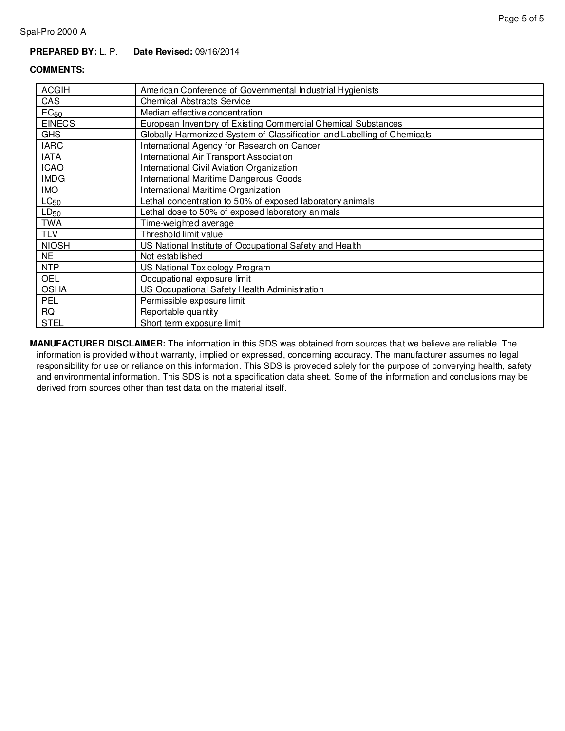**PREPARED BY:** L. P. **Date Revised:** 09/16/2014

**COMMENTS:**

| | |
|---|---|
| ACGIH | American Conference of Governmental Industrial Hygienists |
| CAS | Chemical Abstracts Service |
| $EC_{50}$ | Median effective concentration |
| EINECS | European Inventory of Existing Commercial Chemical Substances |
| GHS | Globally Harmonized System of Classification and Labelling of Chemicals |
| IARC | International Agency for Research on Cancer |
| IATA | International Air Transport Association |
| ICAO | International Civil Aviation Organization |
| IMDG | International Maritime Dangerous Goods |
| IMO | International Maritime Organization |
| $LC_{50}$ | Lethal concentration to 50% of exposed laboratory animals |
| $LD_{50}$ | Lethal dose to 50% of exposed laboratory animals |
| TWA | Time-weighted average |
| TLV | Threshold limit value |
| NIOSH | US National Institute of Occupational Safety and Health |
| NE | Not established |
| NTP | US National Toxicology Program |
| OEL | Occupational exposure limit |
| OSHA | US Occupational Safety Health Administration |
| PEL | Permissible exposure limit |
| RQ | Reportable quantity |
| STEL | Short term exposure limit |

**MANUFACTURER DISCLAIMER:** The information in this SDS was obtained from sources that we believe are reliable. The information is provided without warranty, implied or expressed, concerning accuracy. The manufacturer assumes no legal responsibility for use or reliance on this information. This SDS is proveded solely for the purpose of converying health, safety and environmental information. This SDS is not a specification data sheet. Some of the information and conclusions may be derived from sources other than test data on the material itself.